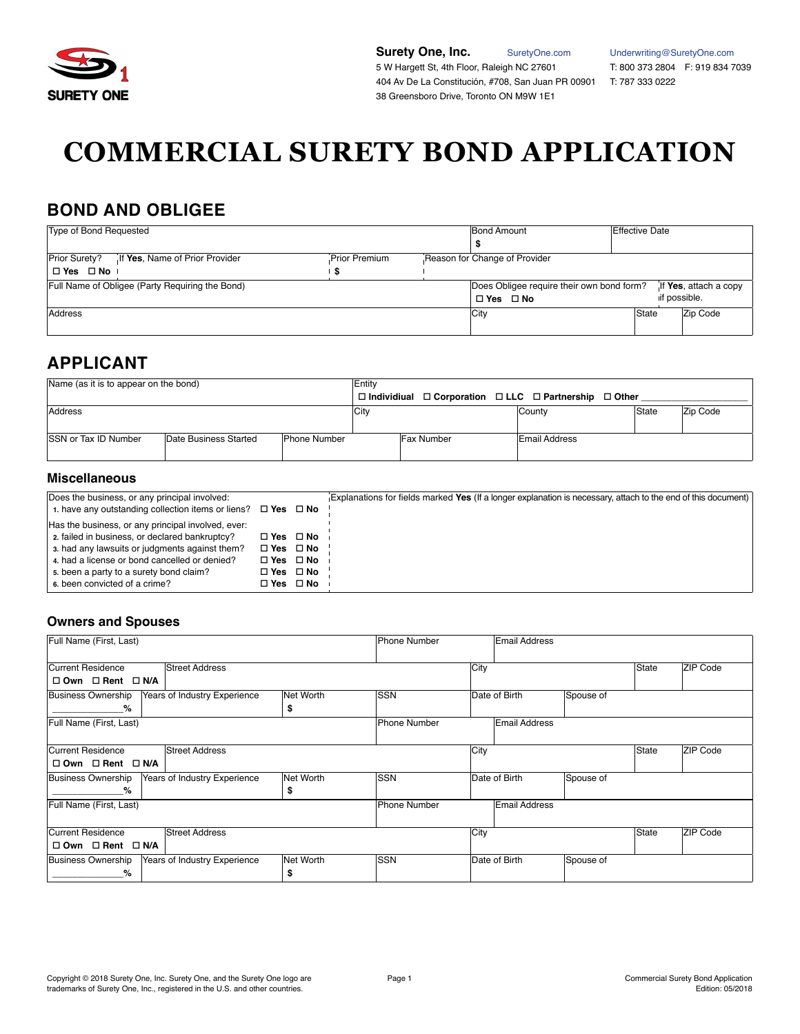SURETY ONE

**Surety One, Inc.** SuretyOne.com Underwriting@SuretyOne.com
5 W Hargett St, 4th Floor, Raleigh NC 27601 T: 800 373 2804 F: 919 834 7039
404 Av De La Constitución, #708, San Juan PR 00901 T: 787 333 0222
38 Greensboro Drive, Toronto ON M9W 1E1

# COMMERCIAL SURETY BOND APPLICATION

## BOND AND OBLIGEE

| Type of Bond Requested | | | Bond Amount $ | Effective Date |
|---|---|---|---|---|
| Prior Surety? ☐ Yes ☐ No | If **Yes**, Name of Prior Provider | Prior Premium $ | Reason for Change of Provider | |
| Full Name of Obligee (Party Requiring the Bond) | | | Does Obligee require their own bond form? ☐ Yes ☐ No | If **Yes**, attach a copy if possible. |
| Address | | | City | State / Zip Code |

## APPLICANT

| Name (as it is to appear on the bond) | | | Entity ☐ **Individiual** ☐ **Corporation** ☐ **LLC** ☐ **Partnership** ☐ **Other** ________________ | | |
|---|---|---|---|---|---|
| Address | | | City | County | State / Zip Code |
| SSN or Tax ID Number | Date Business Started | Phone Number | Fax Number | Email Address | |

### Miscellaneous

| Does the business, or any principal involved: | | Explanations for fields marked **Yes** (If a longer explanation is necessary, attach to the end of this document) |
|---|---|---|
| 1. have any outstanding collection items or liens? | ☐ **Yes** ☐ **No** | |
| Has the business, or any principal involved, ever: | | |
| 2. failed in business, or declared bankruptcy? | ☐ **Yes** ☐ **No** | |
| 3. had any lawsuits or judgments against them? | ☐ **Yes** ☐ **No** | |
| 4. had a license or bond cancelled or denied? | ☐ **Yes** ☐ **No** | |
| 5. been a party to a surety bond claim? | ☐ **Yes** ☐ **No** | |
| 6. been convicted of a crime? | ☐ **Yes** ☐ **No** | |

### Owners and Spouses

| Full Name (First, Last) | | | Phone Number | Email Address | | |
|---|---|---|---|---|---|---|
| Current Residence ☐ **Own** ☐ **Rent** ☐ **N/A** | Street Address | | | City | State | ZIP Code |
| Business Ownership ____________% | Years of Industry Experience | Net Worth $ | SSN | Date of Birth | Spouse of | |
| Full Name (First, Last) | | | Phone Number | Email Address | | |
| Current Residence ☐ **Own** ☐ **Rent** ☐ **N/A** | Street Address | | | City | State | ZIP Code |
| Business Ownership ____________% | Years of Industry Experience | Net Worth $ | SSN | Date of Birth | Spouse of | |
| Full Name (First, Last) | | | Phone Number | Email Address | | |
| Current Residence ☐ **Own** ☐ **Rent** ☐ **N/A** | Street Address | | | City | State | ZIP Code |
| Business Ownership ____________% | Years of Industry Experience | Net Worth $ | SSN | Date of Birth | Spouse of | |

Copyright © 2018 Surety One, Inc. Surety One, and the Surety One logo are trademarks of Surety One, Inc., registered in the U.S. and other countries.

Commercial Surety Bond Application
Edition: 05/2018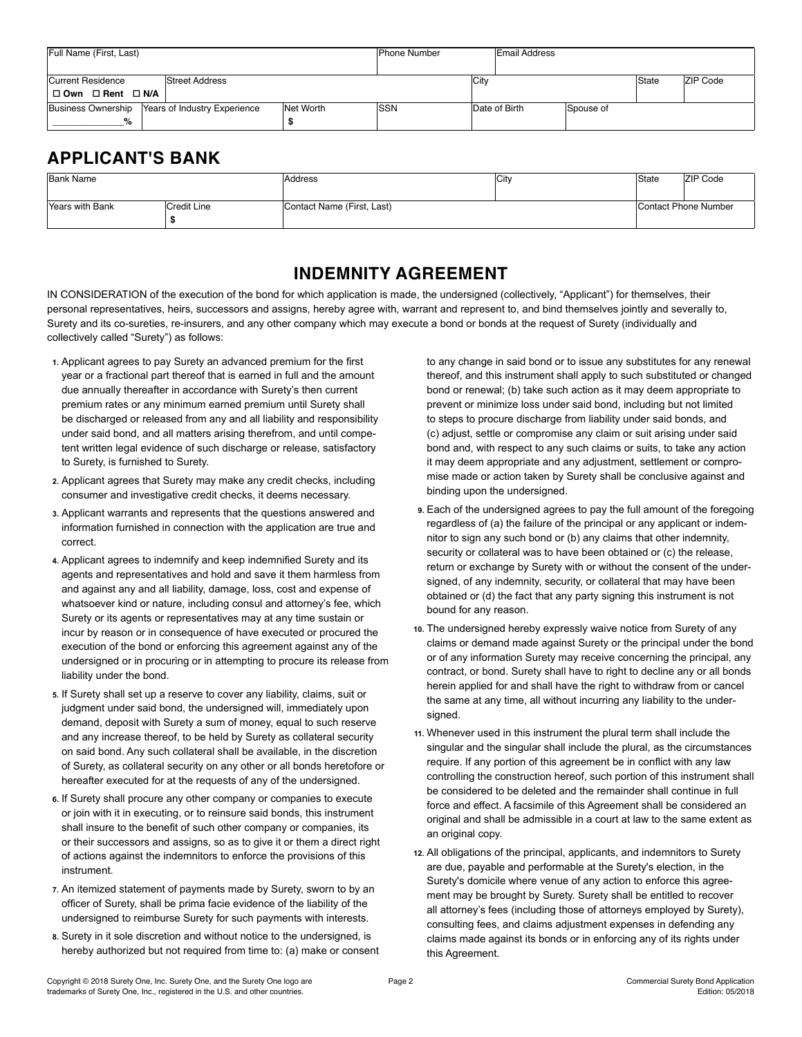| Full Name (First, Last) | | | Phone Number | Email Address | | |
|---|---|---|---|---|---|---|
| Current Residence ☐ Own ☐ Rent ☐ N/A | Street Address | | | City | State | ZIP Code |
| Business Ownership _____________% | Years of Industry Experience | Net Worth $ | SSN | Date of Birth | Spouse of | |

## APPLICANT'S BANK

| Bank Name | | Address | City | State | ZIP Code |
|---|---|---|---|---|---|
| Years with Bank | Credit Line $ | Contact Name (First, Last) | | Contact Phone Number | |

## INDEMNITY AGREEMENT

IN CONSIDERATION of the execution of the bond for which application is made, the undersigned (collectively, "Applicant") for themselves, their personal representatives, heirs, successors and assigns, hereby agree with, warrant and represent to, and bind themselves jointly and severally to, Surety and its co-sureties, re-insurers, and any other company which may execute a bond or bonds at the request of Surety (individually and collectively called "Surety") as follows:

1. Applicant agrees to pay Surety an advanced premium for the first year or a fractional part thereof that is earned in full and the amount due annually thereafter in accordance with Surety's then current premium rates or any minimum earned premium until Surety shall be discharged or released from any and all liability and responsibility under said bond, and all matters arising therefrom, and until competent written legal evidence of such discharge or release, satisfactory to Surety, is furnished to Surety.
2. Applicant agrees that Surety may make any credit checks, including consumer and investigative credit checks, it deems necessary.
3. Applicant warrants and represents that the questions answered and information furnished in connection with the application are true and correct.
4. Applicant agrees to indemnify and keep indemnified Surety and its agents and representatives and hold and save it them harmless from and against any and all liability, damage, loss, cost and expense of whatsoever kind or nature, including consul and attorney's fee, which Surety or its agents or representatives may at any time sustain or incur by reason or in consequence of have executed or procured the execution of the bond or enforcing this agreement against any of the undersigned or in procuring or in attempting to procure its release from liability under the bond.
5. If Surety shall set up a reserve to cover any liability, claims, suit or judgment under said bond, the undersigned will, immediately upon demand, deposit with Surety a sum of money, equal to such reserve and any increase thereof, to be held by Surety as collateral security on said bond. Any such collateral shall be available, in the discretion of Surety, as collateral security on any other or all bonds heretofore or hereafter executed for at the requests of any of the undersigned.
6. If Surety shall procure any other company or companies to execute or join with it in executing, or to reinsure said bonds, this instrument shall insure to the benefit of such other company or companies, its or their successors and assigns, so as to give it or them a direct right of actions against the indemnitors to enforce the provisions of this instrument.
7. An itemized statement of payments made by Surety, sworn to by an officer of Surety, shall be prima facie evidence of the liability of the undersigned to reimburse Surety for such payments with interests.
8. Surety in it sole discretion and without notice to the undersigned, is hereby authorized but not required from time to: (a) make or consent to any change in said bond or to issue any substitutes for any renewal thereof, and this instrument shall apply to such substituted or changed bond or renewal; (b) take such action as it may deem appropriate to prevent or minimize loss under said bond, including but not limited to steps to procure discharge from liability under said bonds, and (c) adjust, settle or compromise any claim or suit arising under said bond and, with respect to any such claims or suits, to take any action it may deem appropriate and any adjustment, settlement or compromise made or action taken by Surety shall be conclusive against and binding upon the undersigned.
9. Each of the undersigned agrees to pay the full amount of the foregoing regardless of (a) the failure of the principal or any applicant or indemnitor to sign any such bond or (b) any claims that other indemnity, security or collateral was to have been obtained or (c) the release, return or exchange by Surety with or without the consent of the undersigned, of any indemnity, security, or collateral that may have been obtained or (d) the fact that any party signing this instrument is not bound for any reason.
10. The undersigned hereby expressly waive notice from Surety of any claims or demand made against Surety or the principal under the bond or of any information Surety may receive concerning the principal, any contract, or bond. Surety shall have to right to decline any or all bonds herein applied for and shall have the right to withdraw from or cancel the same at any time, all without incurring any liability to the undersigned.
11. Whenever used in this instrument the plural term shall include the singular and the singular shall include the plural, as the circumstances require. If any portion of this agreement be in conflict with any law controlling the construction hereof, such portion of this instrument shall be considered to be deleted and the remainder shall continue in full force and effect. A facsimile of this Agreement shall be considered an original and shall be admissible in a court at law to the same extent as an original copy.
12. All obligations of the principal, applicants, and indemnitors to Surety are due, payable and performable at the Surety's election, in the Surety's domicile where venue of any action to enforce this agreement may be brought by Surety. Surety shall be entitled to recover all attorney's fees (including those of attorneys employed by Surety), consulting fees, and claims adjustment expenses in defending any claims made against its bonds or in enforcing any of its rights under this Agreement.

Copyright © 2018 Surety One, Inc. Surety One, and the Surety One logo are trademarks of Surety One, Inc., registered in the U.S. and other countries.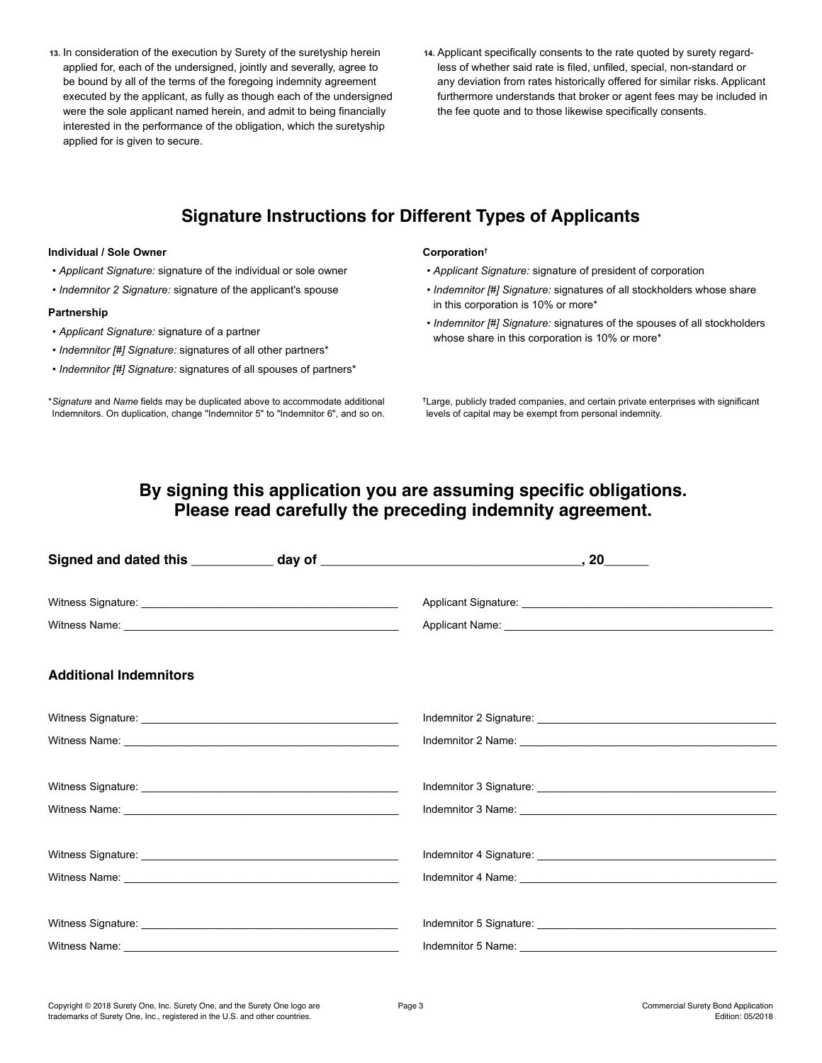13. In consideration of the execution by Surety of the suretyship herein applied for, each of the undersigned, jointly and severally, agree to be bound by all of the terms of the foregoing indemnity agreement executed by the applicant, as fully as though each of the undersigned were the sole applicant named herein, and admit to being financially interested in the performance of the obligation, which the suretyship applied for is given to secure.

14. Applicant specifically consents to the rate quoted by surety regardless of whether said rate is filed, unfiled, special, non-standard or any deviation from rates historically offered for similar risks. Applicant furthermore understands that broker or agent fees may be included in the fee quote and to those likewise specifically consents.

## Signature Instructions for Different Types of Applicants

**Individual / Sole Owner**

- *Applicant Signature:* signature of the individual or sole owner
- *Indemnitor 2 Signature:* signature of the applicant's spouse

**Partnership**

- *Applicant Signature:* signature of a partner
- *Indemnitor [#] Signature:* signatures of all other partners*
- *Indemnitor [#] Signature:* signatures of all spouses of partners*

**Corporation†**

- *Applicant Signature:* signature of president of corporation
- *Indemnitor [#] Signature:* signatures of all stockholders whose share in this corporation is 10% or more*
- *Indemnitor [#] Signature:* signatures of the spouses of all stockholders whose share in this corporation is 10% or more*

**Signature* and *Name* fields may be duplicated above to accommodate additional Indemnitors. On duplication, change "Indemnitor 5" to "Indemnitor 6", and so on.

†Large, publicly traded companies, and certain private enterprises with significant levels of capital may be exempt from personal indemnity.

## By signing this application you are assuming specific obligations. Please read carefully the preceding indemnity agreement.

**Signed and dated this ___________ day of ___________________________________, 20______**

Witness Signature: ____________________________ Applicant Signature: ____________________________

Witness Name: ____________________________ Applicant Name: ____________________________

### Additional Indemnitors

Witness Signature: ____________________________ Indemnitor 2 Signature: ____________________________

Witness Name: ____________________________ Indemnitor 2 Name: ____________________________

Witness Signature: ____________________________ Indemnitor 3 Signature: ____________________________

Witness Name: ____________________________ Indemnitor 3 Name: ____________________________

Witness Signature: ____________________________ Indemnitor 4 Signature: ____________________________

Witness Name: ____________________________ Indemnitor 4 Name: ____________________________

Witness Signature: ____________________________ Indemnitor 5 Signature: ____________________________

Witness Name: ____________________________ Indemnitor 5 Name: ____________________________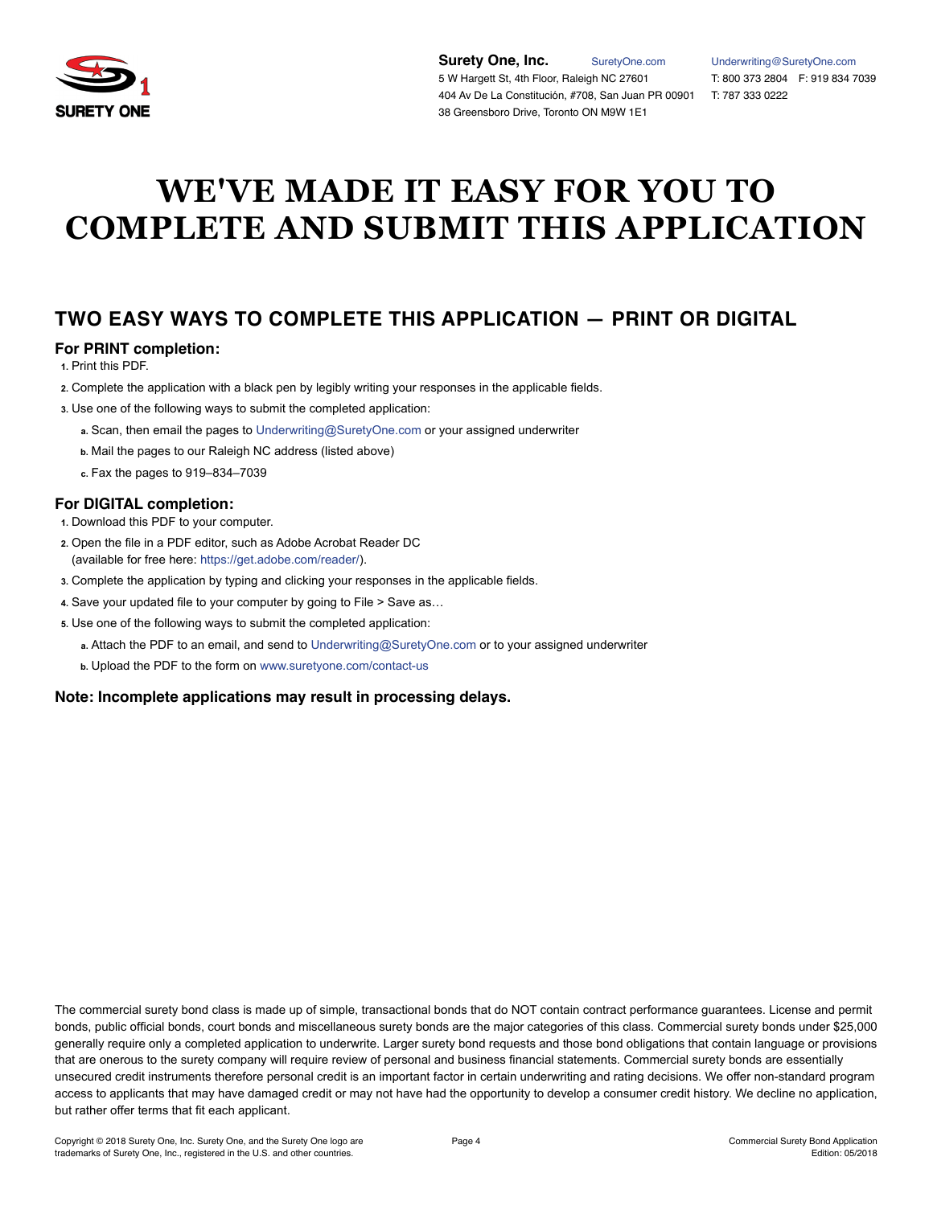**Surety One, Inc.** SuretyOne.com Underwriting@SuretyOne.com

5 W Hargett St, 4th Floor, Raleigh NC 27601 T: 800 373 2804 F: 919 834 7039

404 Av De La Constitución, #708, San Juan PR 00901 T: 787 333 0222

38 Greensboro Drive, Toronto ON M9W 1E1

# WE'VE MADE IT EASY FOR YOU TO COMPLETE AND SUBMIT THIS APPLICATION

## TWO EASY WAYS TO COMPLETE THIS APPLICATION — PRINT OR DIGITAL

### For PRINT completion:

1. Print this PDF.
2. Complete the application with a black pen by legibly writing your responses in the applicable fields.
3. Use one of the following ways to submit the completed application:
   a. Scan, then email the pages to Underwriting@SuretyOne.com or your assigned underwriter
   b. Mail the pages to our Raleigh NC address (listed above)
   c. Fax the pages to 919–834–7039

### For DIGITAL completion:

1. Download this PDF to your computer.
2. Open the file in a PDF editor, such as Adobe Acrobat Reader DC (available for free here: https://get.adobe.com/reader/).
3. Complete the application by typing and clicking your responses in the applicable fields.
4. Save your updated file to your computer by going to File > Save as…
5. Use one of the following ways to submit the completed application:
   a. Attach the PDF to an email, and send to Underwriting@SuretyOne.com or to your assigned underwriter
   b. Upload the PDF to the form on www.suretyone.com/contact-us

**Note: Incomplete applications may result in processing delays.**

The commercial surety bond class is made up of simple, transactional bonds that do NOT contain contract performance guarantees. License and permit bonds, public official bonds, court bonds and miscellaneous surety bonds are the major categories of this class. Commercial surety bonds under $25,000 generally require only a completed application to underwrite. Larger surety bond requests and those bond obligations that contain language or provisions that are onerous to the surety company will require review of personal and business financial statements. Commercial surety bonds are essentially unsecured credit instruments therefore personal credit is an important factor in certain underwriting and rating decisions. We offer non-standard program access to applicants that may have damaged credit or may not have had the opportunity to develop a consumer credit history. We decline no application, but rather offer terms that fit each applicant.

Copyright © 2018 Surety One, Inc. Surety One, and the Surety One logo are trademarks of Surety One, Inc., registered in the U.S. and other countries.

Commercial Surety Bond Application Edition: 05/2018